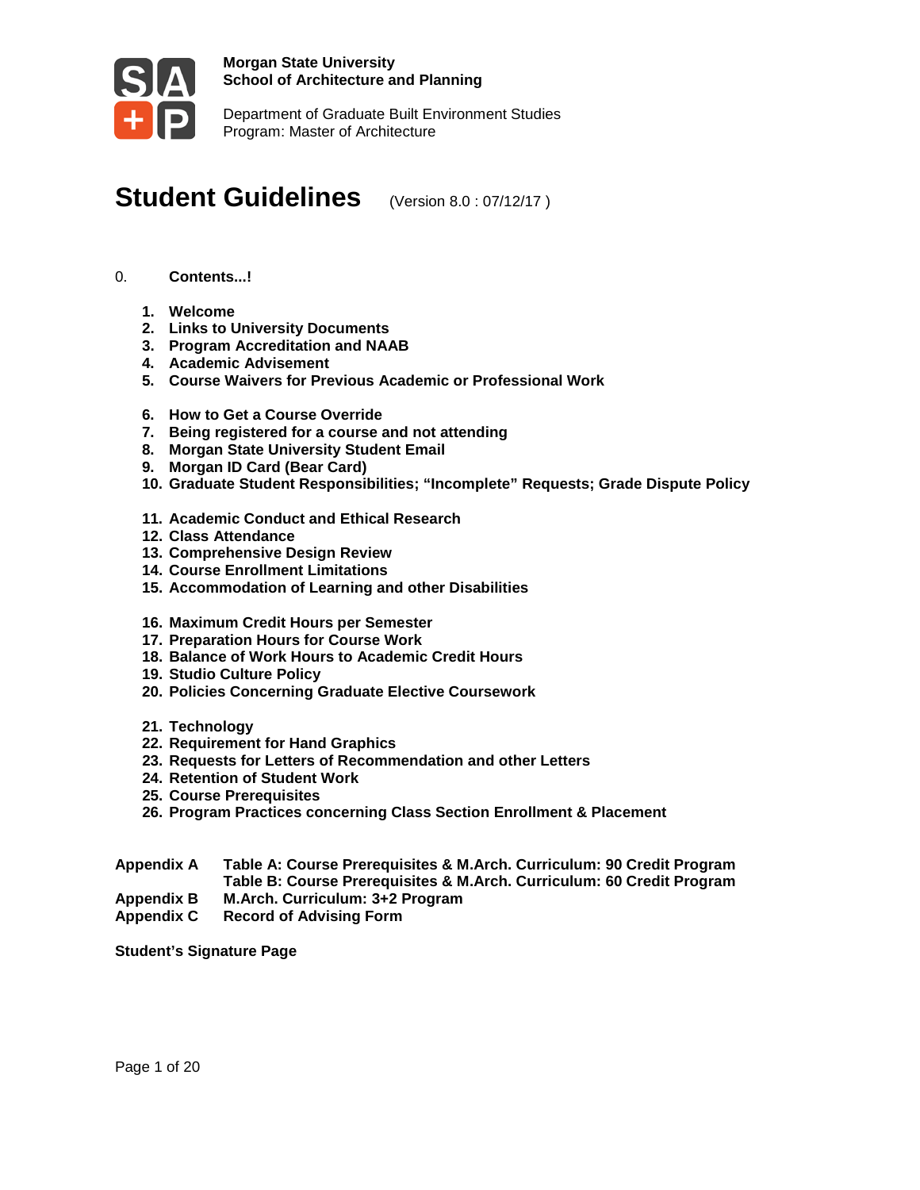**Morgan State University**
**School of Architecture and Planning**

Department of Graduate Built Environment Studies
Program: Master of Architecture

# Student Guidelines (Version 8.0 : 07/12/17 )

0. **Contents...!**

1. **Welcome**
2. **Links to University Documents**
3. **Program Accreditation and NAAB**
4. **Academic Advisement**
5. **Course Waivers for Previous Academic or Professional Work**

6. **How to Get a Course Override**
7. **Being registered for a course and not attending**
8. **Morgan State University Student Email**
9. **Morgan ID Card (Bear Card)**
10. **Graduate Student Responsibilities; "Incomplete" Requests; Grade Dispute Policy**

11. **Academic Conduct and Ethical Research**
12. **Class Attendance**
13. **Comprehensive Design Review**
14. **Course Enrollment Limitations**
15. **Accommodation of Learning and other Disabilities**

16. **Maximum Credit Hours per Semester**
17. **Preparation Hours for Course Work**
18. **Balance of Work Hours to Academic Credit Hours**
19. **Studio Culture Policy**
20. **Policies Concerning Graduate Elective Coursework**

21. **Technology**
22. **Requirement for Hand Graphics**
23. **Requests for Letters of Recommendation and other Letters**
24. **Retention of Student Work**
25. **Course Prerequisites**
26. **Program Practices concerning Class Section Enrollment & Placement**

**Appendix A** **Table A: Course Prerequisites & M.Arch. Curriculum: 90 Credit Program**
**Table B: Course Prerequisites & M.Arch. Curriculum: 60 Credit Program**
**Appendix B** **M.Arch. Curriculum: 3+2 Program**
**Appendix C** **Record of Advising Form**

**Student's Signature Page**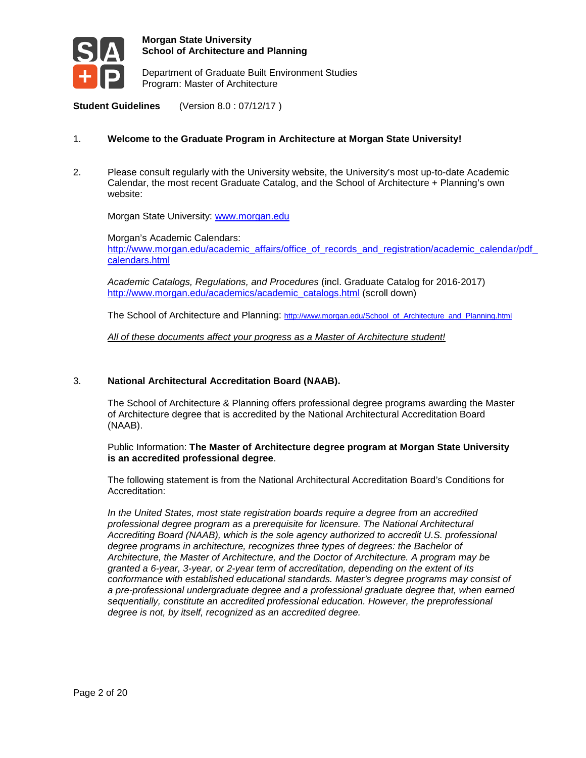**Morgan State University**
**School of Architecture and Planning**

Department of Graduate Built Environment Studies
Program: Master of Architecture

**Student Guidelines** (Version 8.0 : 07/12/17 )

1. **Welcome to the Graduate Program in Architecture at Morgan State University!**

2. Please consult regularly with the University website, the University's most up-to-date Academic Calendar, the most recent Graduate Catalog, and the School of Architecture + Planning's own website:

   Morgan State University: [www.morgan.edu](http://www.morgan.edu)

   Morgan's Academic Calendars:
   [http://www.morgan.edu/academic_affairs/office_of_records_and_registration/academic_calendar/pdf_calendars.html](http://www.morgan.edu/academic_affairs/office_of_records_and_registration/academic_calendar/pdf_calendars.html)

   *Academic Catalogs, Regulations, and Procedures* (incl. Graduate Catalog for 2016-2017)
   [http://www.morgan.edu/academics/academic_catalogs.html](http://www.morgan.edu/academics/academic_catalogs.html) (scroll down)

   The School of Architecture and Planning: [http://www.morgan.edu/School_of_Architecture_and_Planning.html](http://www.morgan.edu/School_of_Architecture_and_Planning.html)

   *All of these documents affect your progress as a Master of Architecture student!*

3. **National Architectural Accreditation Board (NAAB).**

   The School of Architecture & Planning offers professional degree programs awarding the Master of Architecture degree that is accredited by the National Architectural Accreditation Board (NAAB).

   Public Information: **The Master of Architecture degree program at Morgan State University is an accredited professional degree**.

   The following statement is from the National Architectural Accreditation Board's Conditions for Accreditation:

   *In the United States, most state registration boards require a degree from an accredited professional degree program as a prerequisite for licensure. The National Architectural Accrediting Board (NAAB), which is the sole agency authorized to accredit U.S. professional degree programs in architecture, recognizes three types of degrees: the Bachelor of Architecture, the Master of Architecture, and the Doctor of Architecture. A program may be granted a 6-year, 3-year, or 2-year term of accreditation, depending on the extent of its conformance with established educational standards. Master's degree programs may consist of a pre-professional undergraduate degree and a professional graduate degree that, when earned sequentially, constitute an accredited professional education. However, the preprofessional degree is not, by itself, recognized as an accredited degree.*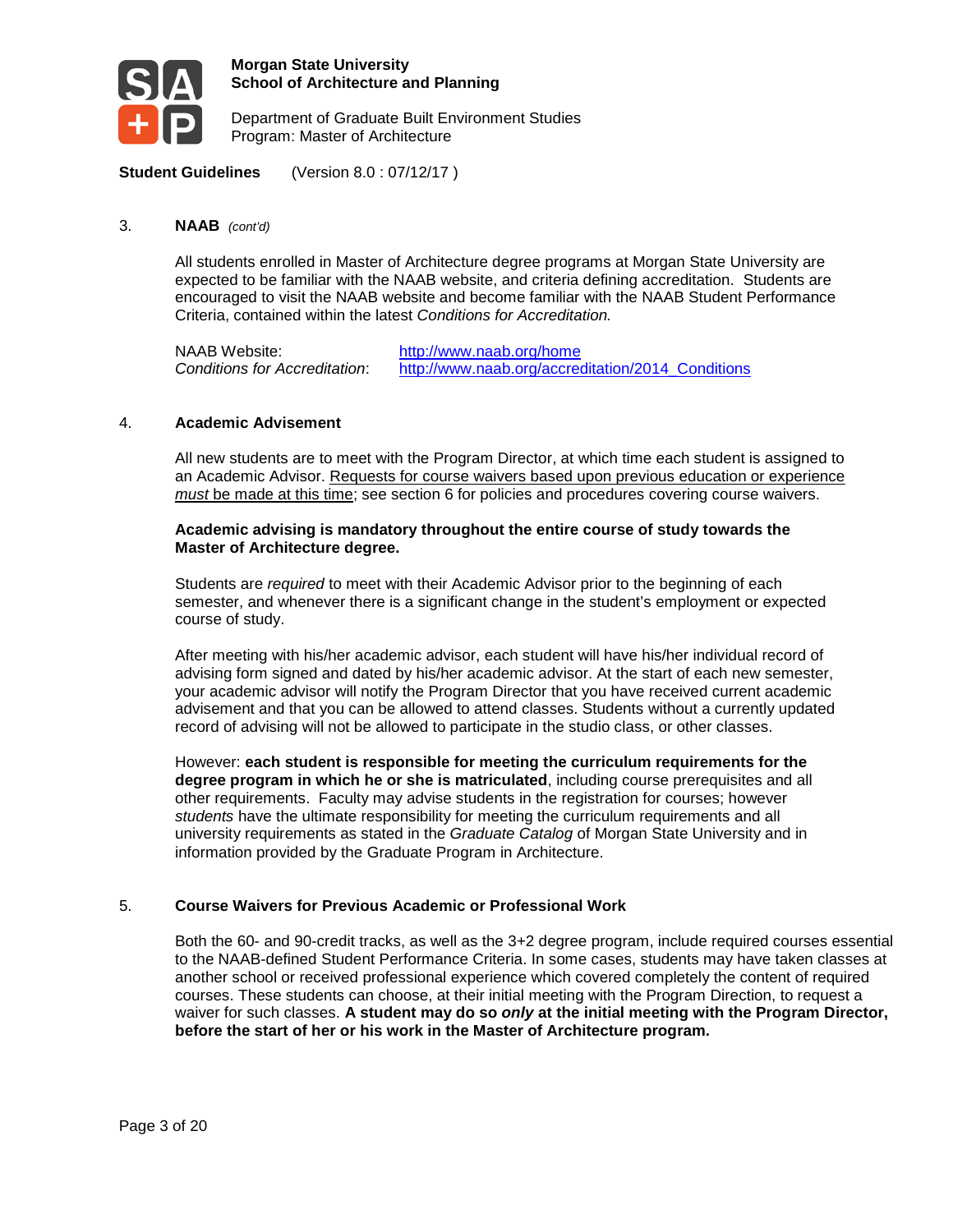## 3. NAAB *(cont'd)*

All students enrolled in Master of Architecture degree programs at Morgan State University are expected to be familiar with the NAAB website, and criteria defining accreditation. Students are encouraged to visit the NAAB website and become familiar with the NAAB Student Performance Criteria, contained within the latest *Conditions for Accreditation.*

| | |
|---|---|
| NAAB Website: | http://www.naab.org/home |
| *Conditions for Accreditation*: | http://www.naab.org/accreditation/2014_Conditions |

## 4. Academic Advisement

All new students are to meet with the Program Director, at which time each student is assigned to an Academic Advisor. Requests for course waivers based upon previous education or experience *must* be made at this time; see section 6 for policies and procedures covering course waivers.

**Academic advising is mandatory throughout the entire course of study towards the Master of Architecture degree.**

Students are *required* to meet with their Academic Advisor prior to the beginning of each semester, and whenever there is a significant change in the student's employment or expected course of study.

After meeting with his/her academic advisor, each student will have his/her individual record of advising form signed and dated by his/her academic advisor. At the start of each new semester, your academic advisor will notify the Program Director that you have received current academic advisement and that you can be allowed to attend classes. Students without a currently updated record of advising will not be allowed to participate in the studio class, or other classes.

However: **each student is responsible for meeting the curriculum requirements for the degree program in which he or she is matriculated**, including course prerequisites and all other requirements. Faculty may advise students in the registration for courses; however *students* have the ultimate responsibility for meeting the curriculum requirements and all university requirements as stated in the *Graduate Catalog* of Morgan State University and in information provided by the Graduate Program in Architecture.

## 5. Course Waivers for Previous Academic or Professional Work

Both the 60- and 90-credit tracks, as well as the 3+2 degree program, include required courses essential to the NAAB-defined Student Performance Criteria. In some cases, students may have taken classes at another school or received professional experience which covered completely the content of required courses. These students can choose, at their initial meeting with the Program Direction, to request a waiver for such classes. **A student may do so *only* at the initial meeting with the Program Director, before the start of her or his work in the Master of Architecture program.**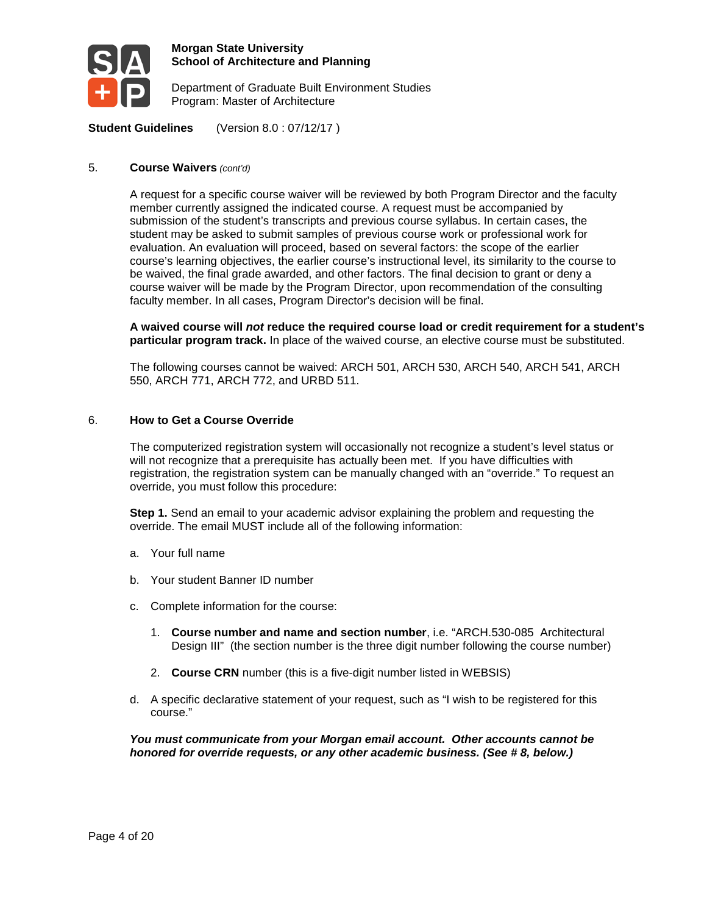## 5. Course Waivers *(cont'd)*

A request for a specific course waiver will be reviewed by both Program Director and the faculty member currently assigned the indicated course. A request must be accompanied by submission of the student's transcripts and previous course syllabus. In certain cases, the student may be asked to submit samples of previous course work or professional work for evaluation. An evaluation will proceed, based on several factors: the scope of the earlier course's learning objectives, the earlier course's instructional level, its similarity to the course to be waived, the final grade awarded, and other factors. The final decision to grant or deny a course waiver will be made by the Program Director, upon recommendation of the consulting faculty member. In all cases, Program Director's decision will be final.

**A waived course will *not* reduce the required course load or credit requirement for a student's particular program track.** In place of the waived course, an elective course must be substituted.

The following courses cannot be waived: ARCH 501, ARCH 530, ARCH 540, ARCH 541, ARCH 550, ARCH 771, ARCH 772, and URBD 511.

## 6. How to Get a Course Override

The computerized registration system will occasionally not recognize a student's level status or will not recognize that a prerequisite has actually been met. If you have difficulties with registration, the registration system can be manually changed with an "override." To request an override, you must follow this procedure:

**Step 1.** Send an email to your academic advisor explaining the problem and requesting the override. The email MUST include all of the following information:

a. Your full name

b. Your student Banner ID number

c. Complete information for the course:

   1. **Course number and name and section number**, i.e. "ARCH.530-085 Architectural Design III" (the section number is the three digit number following the course number)

   2. **Course CRN** number (this is a five-digit number listed in WEBSIS)

d. A specific declarative statement of your request, such as "I wish to be registered for this course."

***You must communicate from your Morgan email account. Other accounts cannot be honored for override requests, or any other academic business. (See # 8, below.)***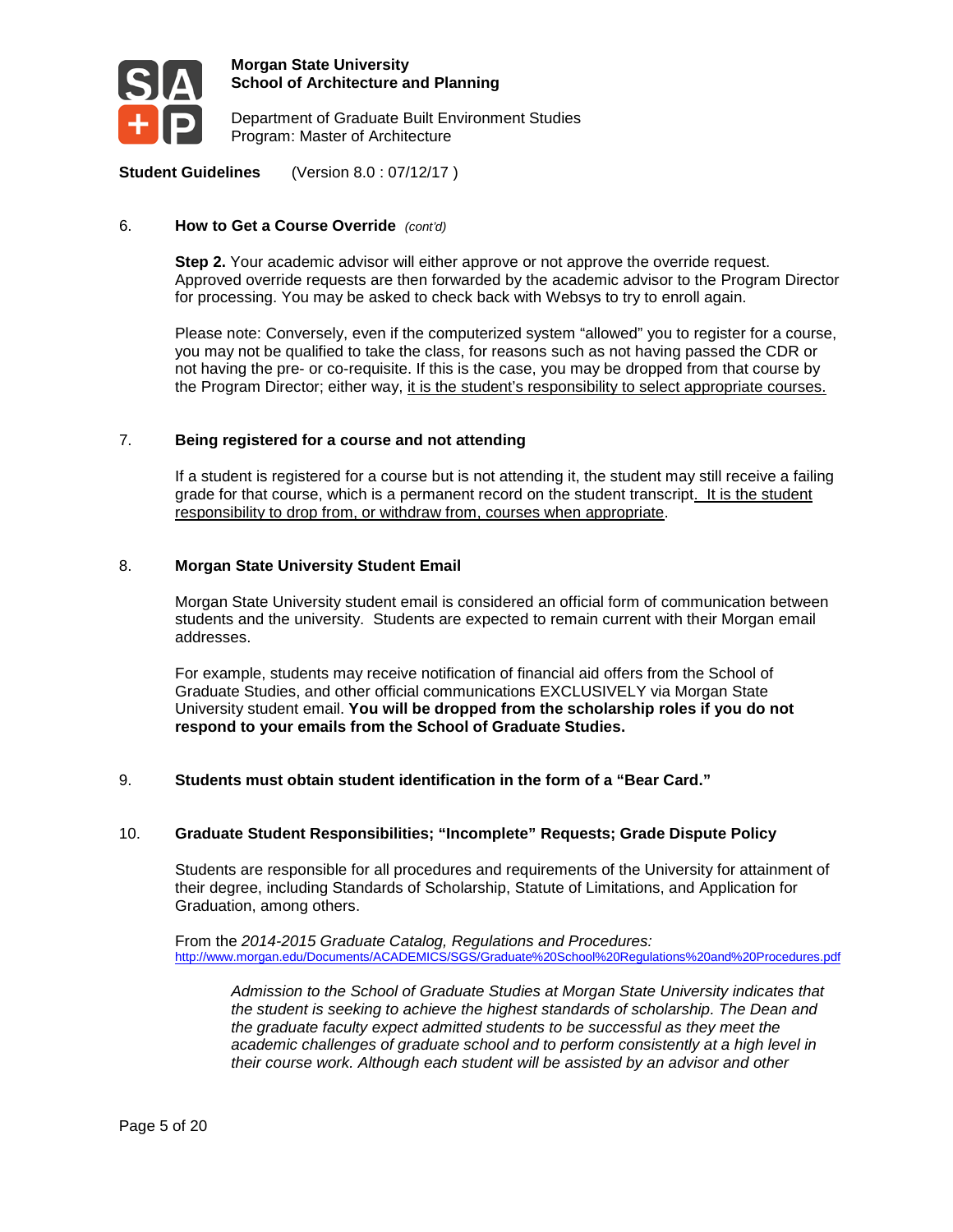### 6. How to Get a Course Override *(cont'd)*

**Step 2.** Your academic advisor will either approve or not approve the override request. Approved override requests are then forwarded by the academic advisor to the Program Director for processing. You may be asked to check back with Websys to try to enroll again.

Please note: Conversely, even if the computerized system "allowed" you to register for a course, you may not be qualified to take the class, for reasons such as not having passed the CDR or not having the pre- or co-requisite. If this is the case, you may be dropped from that course by the Program Director; either way, it is the student's responsibility to select appropriate courses.

### 7. Being registered for a course and not attending

If a student is registered for a course but is not attending it, the student may still receive a failing grade for that course, which is a permanent record on the student transcript. It is the student responsibility to drop from, or withdraw from, courses when appropriate.

### 8. Morgan State University Student Email

Morgan State University student email is considered an official form of communication between students and the university. Students are expected to remain current with their Morgan email addresses.

For example, students may receive notification of financial aid offers from the School of Graduate Studies, and other official communications EXCLUSIVELY via Morgan State University student email. **You will be dropped from the scholarship roles if you do not respond to your emails from the School of Graduate Studies.**

### 9. Students must obtain student identification in the form of a "Bear Card."

### 10. Graduate Student Responsibilities; "Incomplete" Requests; Grade Dispute Policy

Students are responsible for all procedures and requirements of the University for attainment of their degree, including Standards of Scholarship, Statute of Limitations, and Application for Graduation, among others.

From the *2014-2015 Graduate Catalog, Regulations and Procedures:*
http://www.morgan.edu/Documents/ACADEMICS/SGS/Graduate%20School%20Regulations%20and%20Procedures.pdf

> *Admission to the School of Graduate Studies at Morgan State University indicates that the student is seeking to achieve the highest standards of scholarship. The Dean and the graduate faculty expect admitted students to be successful as they meet the academic challenges of graduate school and to perform consistently at a high level in their course work. Although each student will be assisted by an advisor and other*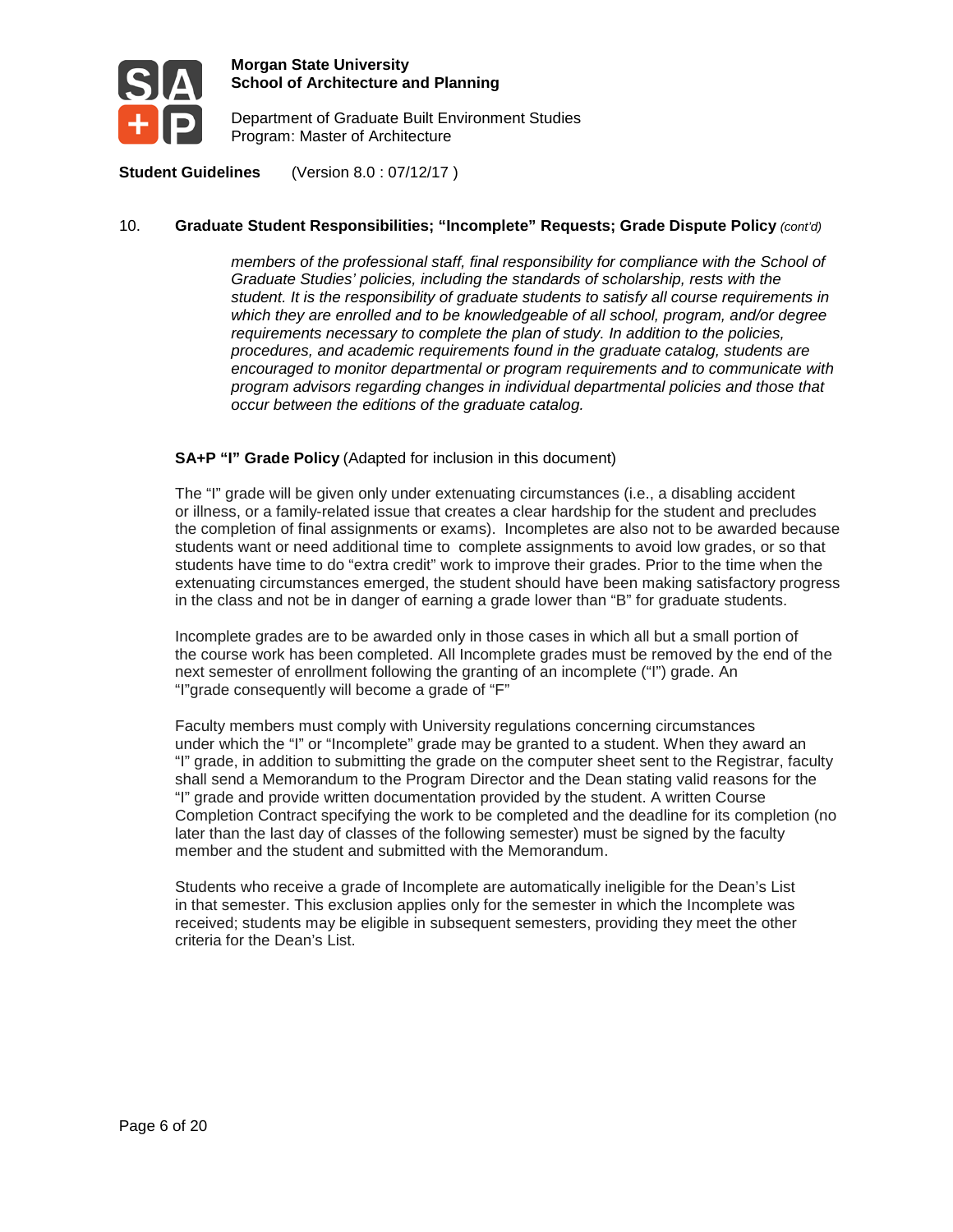## 10. Graduate Student Responsibilities; "Incomplete" Requests; Grade Dispute Policy *(cont'd)*

*members of the professional staff, final responsibility for compliance with the School of Graduate Studies' policies, including the standards of scholarship, rests with the student. It is the responsibility of graduate students to satisfy all course requirements in which they are enrolled and to be knowledgeable of all school, program, and/or degree requirements necessary to complete the plan of study. In addition to the policies, procedures, and academic requirements found in the graduate catalog, students are encouraged to monitor departmental or program requirements and to communicate with program advisors regarding changes in individual departmental policies and those that occur between the editions of the graduate catalog.*

**SA+P "I" Grade Policy** (Adapted for inclusion in this document)

The "I" grade will be given only under extenuating circumstances (i.e., a disabling accident or illness, or a family-related issue that creates a clear hardship for the student and precludes the completion of final assignments or exams). Incompletes are also not to be awarded because students want or need additional time to complete assignments to avoid low grades, or so that students have time to do "extra credit" work to improve their grades. Prior to the time when the extenuating circumstances emerged, the student should have been making satisfactory progress in the class and not be in danger of earning a grade lower than "B" for graduate students.

Incomplete grades are to be awarded only in those cases in which all but a small portion of the course work has been completed. All Incomplete grades must be removed by the end of the next semester of enrollment following the granting of an incomplete ("I") grade. An "I"grade consequently will become a grade of "F"

Faculty members must comply with University regulations concerning circumstances under which the "I" or "Incomplete" grade may be granted to a student. When they award an "I" grade, in addition to submitting the grade on the computer sheet sent to the Registrar, faculty shall send a Memorandum to the Program Director and the Dean stating valid reasons for the "I" grade and provide written documentation provided by the student. A written Course Completion Contract specifying the work to be completed and the deadline for its completion (no later than the last day of classes of the following semester) must be signed by the faculty member and the student and submitted with the Memorandum.

Students who receive a grade of Incomplete are automatically ineligible for the Dean's List in that semester. This exclusion applies only for the semester in which the Incomplete was received; students may be eligible in subsequent semesters, providing they meet the other criteria for the Dean's List.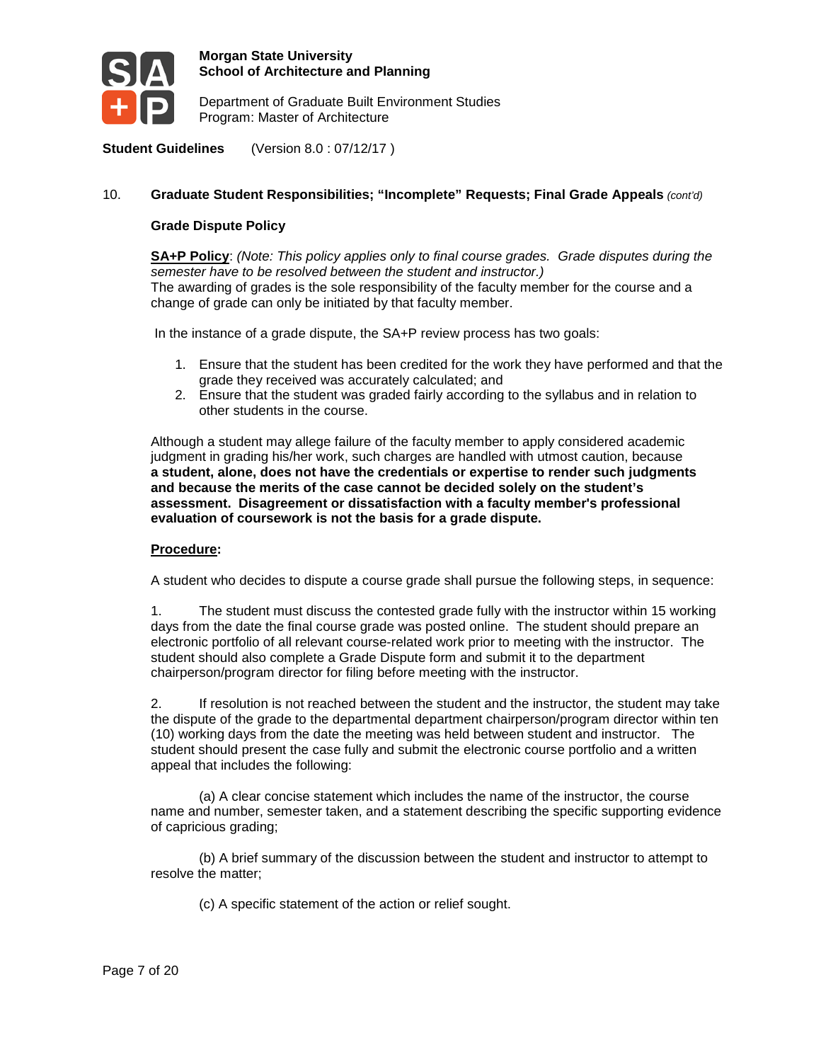**Student Guidelines** (Version 8.0 : 07/12/17 )

## 10. Graduate Student Responsibilities; "Incomplete" Requests; Final Grade Appeals *(cont'd)*

### Grade Dispute Policy

**SA+P Policy**: *(Note: This policy applies only to final course grades. Grade disputes during the semester have to be resolved between the student and instructor.)*
The awarding of grades is the sole responsibility of the faculty member for the course and a change of grade can only be initiated by that faculty member.

In the instance of a grade dispute, the SA+P review process has two goals:

1. Ensure that the student has been credited for the work they have performed and that the grade they received was accurately calculated; and
2. Ensure that the student was graded fairly according to the syllabus and in relation to other students in the course.

Although a student may allege failure of the faculty member to apply considered academic judgment in grading his/her work, such charges are handled with utmost caution, because **a student, alone, does not have the credentials or expertise to render such judgments and because the merits of the case cannot be decided solely on the student's assessment. Disagreement or dissatisfaction with a faculty member's professional evaluation of coursework is not the basis for a grade dispute.**

**Procedure:**

A student who decides to dispute a course grade shall pursue the following steps, in sequence:

1. The student must discuss the contested grade fully with the instructor within 15 working days from the date the final course grade was posted online. The student should prepare an electronic portfolio of all relevant course-related work prior to meeting with the instructor. The student should also complete a Grade Dispute form and submit it to the department chairperson/program director for filing before meeting with the instructor.

2. If resolution is not reached between the student and the instructor, the student may take the dispute of the grade to the departmental department chairperson/program director within ten (10) working days from the date the meeting was held between student and instructor. The student should present the case fully and submit the electronic course portfolio and a written appeal that includes the following:

   (a) A clear concise statement which includes the name of the instructor, the course name and number, semester taken, and a statement describing the specific supporting evidence of capricious grading;

   (b) A brief summary of the discussion between the student and instructor to attempt to resolve the matter;

   (c) A specific statement of the action or relief sought.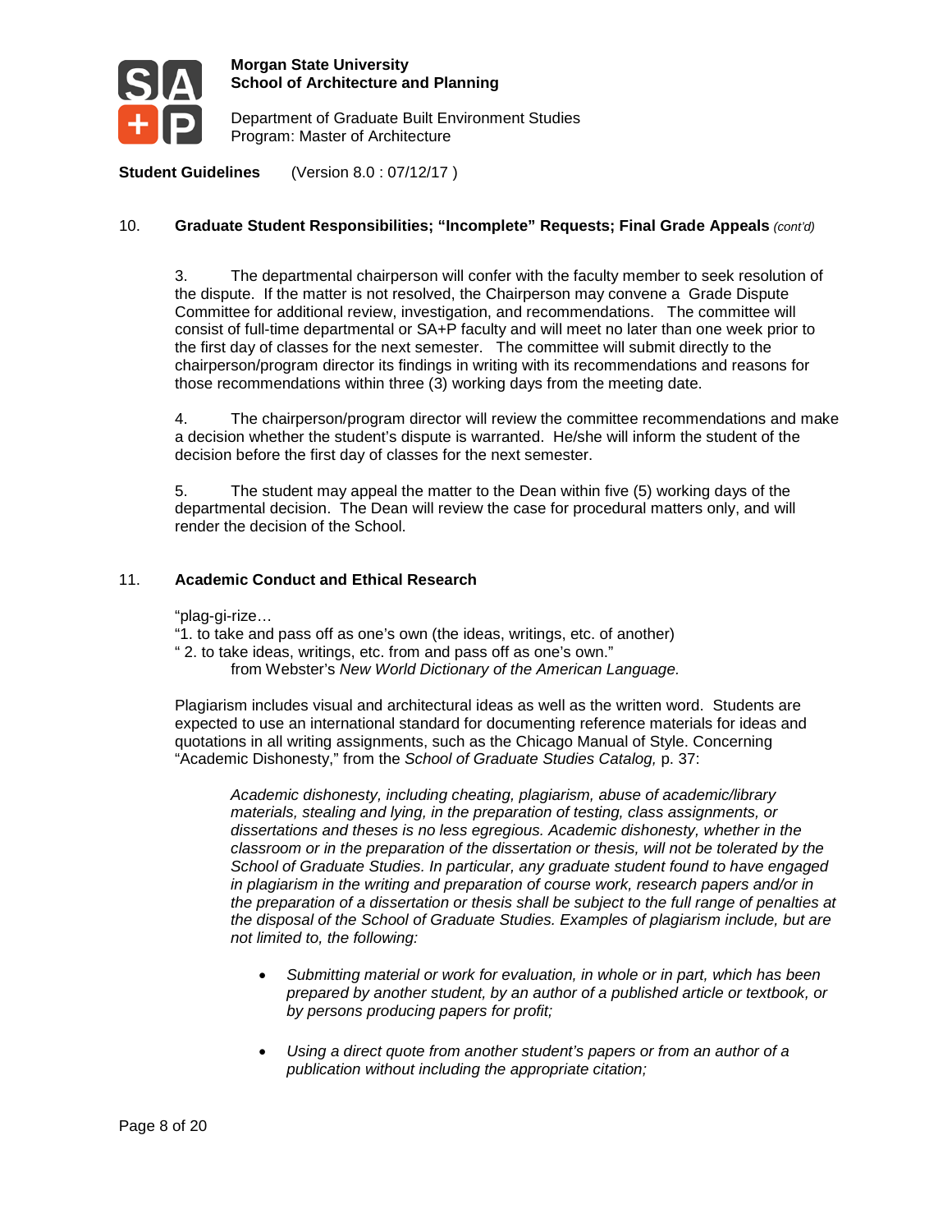## 10. Graduate Student Responsibilities; "Incomplete" Requests; Final Grade Appeals *(cont'd)*

3. The departmental chairperson will confer with the faculty member to seek resolution of the dispute. If the matter is not resolved, the Chairperson may convene a Grade Dispute Committee for additional review, investigation, and recommendations. The committee will consist of full-time departmental or SA+P faculty and will meet no later than one week prior to the first day of classes for the next semester. The committee will submit directly to the chairperson/program director its findings in writing with its recommendations and reasons for those recommendations within three (3) working days from the meeting date.

4. The chairperson/program director will review the committee recommendations and make a decision whether the student's dispute is warranted. He/she will inform the student of the decision before the first day of classes for the next semester.

5. The student may appeal the matter to the Dean within five (5) working days of the departmental decision. The Dean will review the case for procedural matters only, and will render the decision of the School.

## 11. Academic Conduct and Ethical Research

"plag-gi-rize…
"1. to take and pass off as one's own (the ideas, writings, etc. of another)
" 2. to take ideas, writings, etc. from and pass off as one's own."
from Webster's *New World Dictionary of the American Language.*

Plagiarism includes visual and architectural ideas as well as the written word. Students are expected to use an international standard for documenting reference materials for ideas and quotations in all writing assignments, such as the Chicago Manual of Style. Concerning "Academic Dishonesty," from the *School of Graduate Studies Catalog,* p. 37:

> *Academic dishonesty, including cheating, plagiarism, abuse of academic/library materials, stealing and lying, in the preparation of testing, class assignments, or dissertations and theses is no less egregious. Academic dishonesty, whether in the classroom or in the preparation of the dissertation or thesis, will not be tolerated by the School of Graduate Studies. In particular, any graduate student found to have engaged in plagiarism in the writing and preparation of course work, research papers and/or in the preparation of a dissertation or thesis shall be subject to the full range of penalties at the disposal of the School of Graduate Studies. Examples of plagiarism include, but are not limited to, the following:*
>
> - *Submitting material or work for evaluation, in whole or in part, which has been prepared by another student, by an author of a published article or textbook, or by persons producing papers for profit;*
> - *Using a direct quote from another student's papers or from an author of a publication without including the appropriate citation;*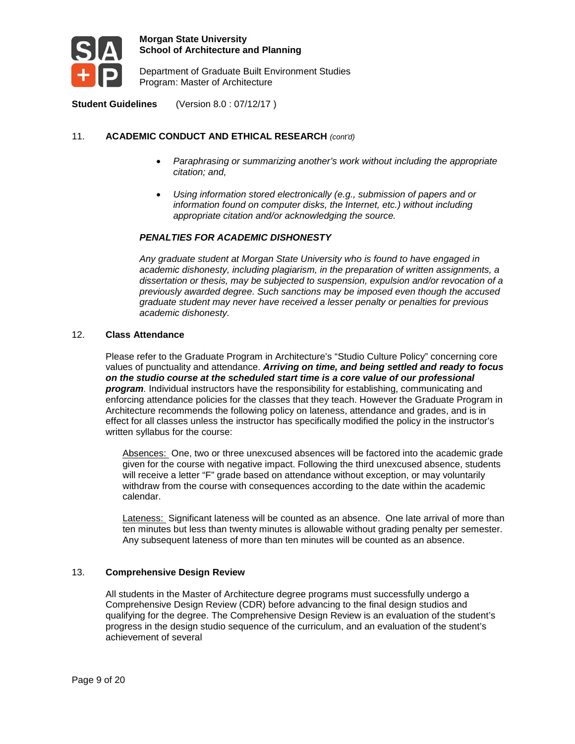## 11. ACADEMIC CONDUCT AND ETHICAL RESEARCH *(cont'd)*

- *Paraphrasing or summarizing another's work without including the appropriate citation; and,*
- *Using information stored electronically (e.g., submission of papers and or information found on computer disks, the Internet, etc.) without including appropriate citation and/or acknowledging the source.*

***PENALTIES FOR ACADEMIC DISHONESTY***

*Any graduate student at Morgan State University who is found to have engaged in academic dishonesty, including plagiarism, in the preparation of written assignments, a dissertation or thesis, may be subjected to suspension, expulsion and/or revocation of a previously awarded degree. Such sanctions may be imposed even though the accused graduate student may never have received a lesser penalty or penalties for previous academic dishonesty.*

## 12. Class Attendance

Please refer to the Graduate Program in Architecture's "Studio Culture Policy" concerning core values of punctuality and attendance. ***Arriving on time, and being settled and ready to focus on the studio course at the scheduled start time is a core value of our professional program***. Individual instructors have the responsibility for establishing, communicating and enforcing attendance policies for the classes that they teach. However the Graduate Program in Architecture recommends the following policy on lateness, attendance and grades, and is in effect for all classes unless the instructor has specifically modified the policy in the instructor's written syllabus for the course:

Absences: One, two or three unexcused absences will be factored into the academic grade given for the course with negative impact. Following the third unexcused absence, students will receive a letter "F" grade based on attendance without exception, or may voluntarily withdraw from the course with consequences according to the date within the academic calendar.

Lateness: Significant lateness will be counted as an absence. One late arrival of more than ten minutes but less than twenty minutes is allowable without grading penalty per semester. Any subsequent lateness of more than ten minutes will be counted as an absence.

## 13. Comprehensive Design Review

All students in the Master of Architecture degree programs must successfully undergo a Comprehensive Design Review (CDR) before advancing to the final design studios and qualifying for the degree. The Comprehensive Design Review is an evaluation of the student's progress in the design studio sequence of the curriculum, and an evaluation of the student's achievement of several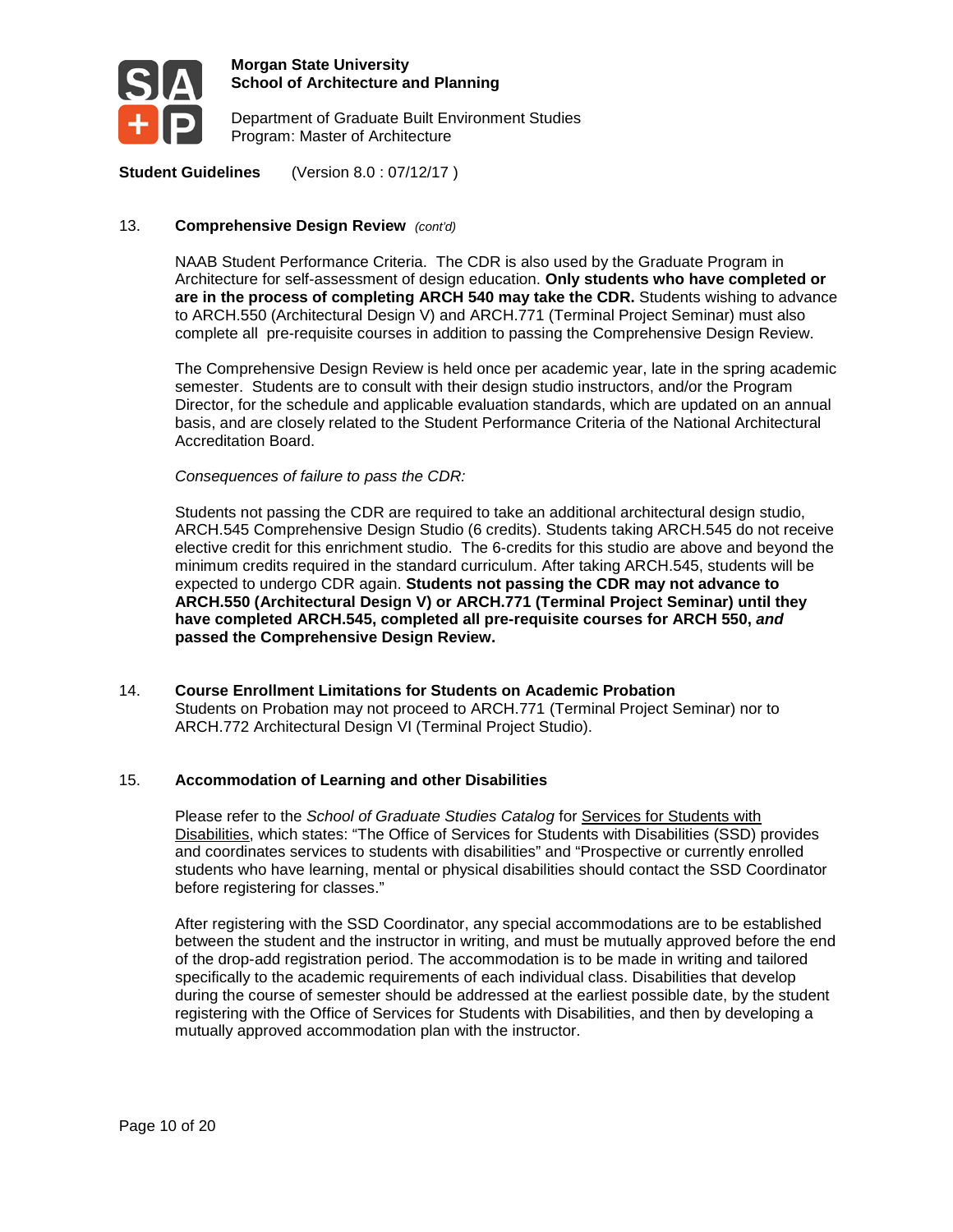## 13. Comprehensive Design Review *(cont'd)*

NAAB Student Performance Criteria. The CDR is also used by the Graduate Program in Architecture for self-assessment of design education. **Only students who have completed or are in the process of completing ARCH 540 may take the CDR.** Students wishing to advance to ARCH.550 (Architectural Design V) and ARCH.771 (Terminal Project Seminar) must also complete all pre-requisite courses in addition to passing the Comprehensive Design Review.

The Comprehensive Design Review is held once per academic year, late in the spring academic semester. Students are to consult with their design studio instructors, and/or the Program Director, for the schedule and applicable evaluation standards, which are updated on an annual basis, and are closely related to the Student Performance Criteria of the National Architectural Accreditation Board.

*Consequences of failure to pass the CDR:*

Students not passing the CDR are required to take an additional architectural design studio, ARCH.545 Comprehensive Design Studio (6 credits). Students taking ARCH.545 do not receive elective credit for this enrichment studio. The 6-credits for this studio are above and beyond the minimum credits required in the standard curriculum. After taking ARCH.545, students will be expected to undergo CDR again. **Students not passing the CDR may not advance to ARCH.550 (Architectural Design V) or ARCH.771 (Terminal Project Seminar) until they have completed ARCH.545, completed all pre-requisite courses for ARCH 550, *and* passed the Comprehensive Design Review.**

## 14. Course Enrollment Limitations for Students on Academic Probation

Students on Probation may not proceed to ARCH.771 (Terminal Project Seminar) nor to ARCH.772 Architectural Design VI (Terminal Project Studio).

## 15. Accommodation of Learning and other Disabilities

Please refer to the *School of Graduate Studies Catalog* for Services for Students with Disabilities, which states: "The Office of Services for Students with Disabilities (SSD) provides and coordinates services to students with disabilities" and "Prospective or currently enrolled students who have learning, mental or physical disabilities should contact the SSD Coordinator before registering for classes."

After registering with the SSD Coordinator, any special accommodations are to be established between the student and the instructor in writing, and must be mutually approved before the end of the drop-add registration period. The accommodation is to be made in writing and tailored specifically to the academic requirements of each individual class. Disabilities that develop during the course of semester should be addressed at the earliest possible date, by the student registering with the Office of Services for Students with Disabilities, and then by developing a mutually approved accommodation plan with the instructor.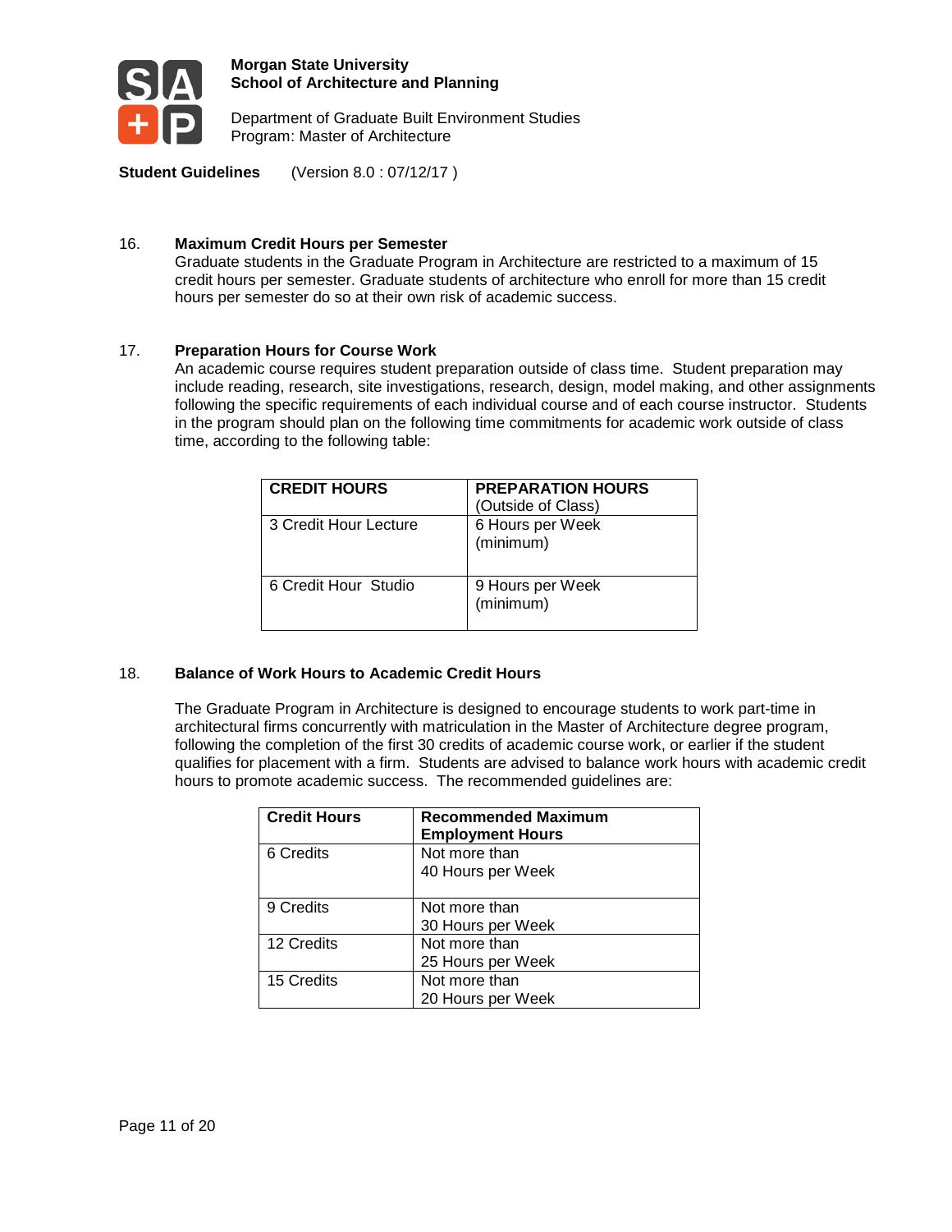### 16. Maximum Credit Hours per Semester

Graduate students in the Graduate Program in Architecture are restricted to a maximum of 15 credit hours per semester. Graduate students of architecture who enroll for more than 15 credit hours per semester do so at their own risk of academic success.

### 17. Preparation Hours for Course Work

An academic course requires student preparation outside of class time. Student preparation may include reading, research, site investigations, research, design, model making, and other assignments following the specific requirements of each individual course and of each course instructor. Students in the program should plan on the following time commitments for academic work outside of class time, according to the following table:

| CREDIT HOURS | PREPARATION HOURS (Outside of Class) |
|---|---|
| 3 Credit Hour Lecture | 6 Hours per Week (minimum) |
| 6 Credit Hour Studio | 9 Hours per Week (minimum) |

### 18. Balance of Work Hours to Academic Credit Hours

The Graduate Program in Architecture is designed to encourage students to work part-time in architectural firms concurrently with matriculation in the Master of Architecture degree program, following the completion of the first 30 credits of academic course work, or earlier if the student qualifies for placement with a firm. Students are advised to balance work hours with academic credit hours to promote academic success. The recommended guidelines are:

| Credit Hours | Recommended Maximum Employment Hours |
|---|---|
| 6 Credits | Not more than 40 Hours per Week |
| 9 Credits | Not more than 30 Hours per Week |
| 12 Credits | Not more than 25 Hours per Week |
| 15 Credits | Not more than 20 Hours per Week |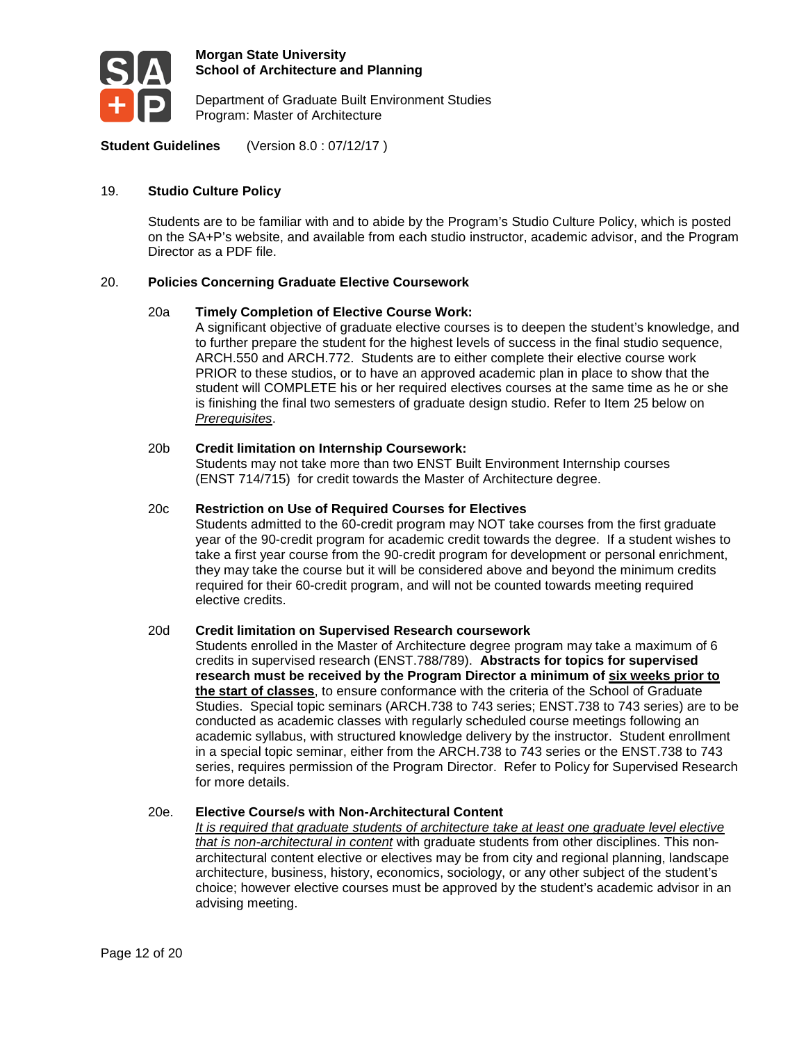**Morgan State University**
**School of Architecture and Planning**

Department of Graduate Built Environment Studies
Program: Master of Architecture

**Student Guidelines** (Version 8.0 : 07/12/17 )

## 19. Studio Culture Policy

Students are to be familiar with and to abide by the Program's Studio Culture Policy, which is posted on the SA+P's website, and available from each studio instructor, academic advisor, and the Program Director as a PDF file.

## 20. Policies Concerning Graduate Elective Coursework

### 20a Timely Completion of Elective Course Work:

A significant objective of graduate elective courses is to deepen the student's knowledge, and to further prepare the student for the highest levels of success in the final studio sequence, ARCH.550 and ARCH.772. Students are to either complete their elective course work PRIOR to these studios, or to have an approved academic plan in place to show that the student will COMPLETE his or her required electives courses at the same time as he or she is finishing the final two semesters of graduate design studio. Refer to Item 25 below on *Prerequisites*.

### 20b Credit limitation on Internship Coursework:

Students may not take more than two ENST Built Environment Internship courses (ENST 714/715) for credit towards the Master of Architecture degree.

### 20c Restriction on Use of Required Courses for Electives

Students admitted to the 60-credit program may NOT take courses from the first graduate year of the 90-credit program for academic credit towards the degree. If a student wishes to take a first year course from the 90-credit program for development or personal enrichment, they may take the course but it will be considered above and beyond the minimum credits required for their 60-credit program, and will not be counted towards meeting required elective credits.

### 20d Credit limitation on Supervised Research coursework

Students enrolled in the Master of Architecture degree program may take a maximum of 6 credits in supervised research (ENST.788/789). **Abstracts for topics for supervised research must be received by the Program Director a minimum of six weeks prior to the start of classes**, to ensure conformance with the criteria of the School of Graduate Studies. Special topic seminars (ARCH.738 to 743 series; ENST.738 to 743 series) are to be conducted as academic classes with regularly scheduled course meetings following an academic syllabus, with structured knowledge delivery by the instructor. Student enrollment in a special topic seminar, either from the ARCH.738 to 743 series or the ENST.738 to 743 series, requires permission of the Program Director. Refer to Policy for Supervised Research for more details.

### 20e. Elective Course/s with Non-Architectural Content

*It is required that graduate students of architecture take at least one graduate level elective that is non-architectural in content* with graduate students from other disciplines. This non-architectural content elective or electives may be from city and regional planning, landscape architecture, business, history, economics, sociology, or any other subject of the student's choice; however elective courses must be approved by the student's academic advisor in an advising meeting.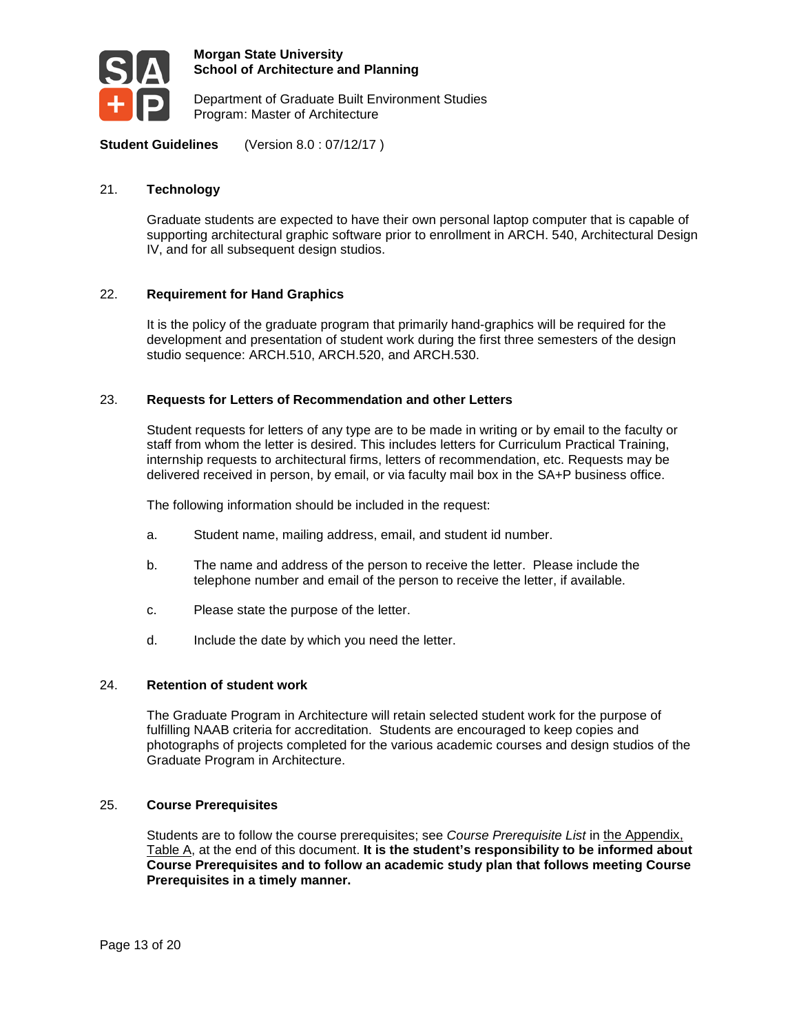## 21. Technology

Graduate students are expected to have their own personal laptop computer that is capable of supporting architectural graphic software prior to enrollment in ARCH. 540, Architectural Design IV, and for all subsequent design studios.

## 22. Requirement for Hand Graphics

It is the policy of the graduate program that primarily hand-graphics will be required for the development and presentation of student work during the first three semesters of the design studio sequence: ARCH.510, ARCH.520, and ARCH.530.

## 23. Requests for Letters of Recommendation and other Letters

Student requests for letters of any type are to be made in writing or by email to the faculty or staff from whom the letter is desired. This includes letters for Curriculum Practical Training, internship requests to architectural firms, letters of recommendation, etc. Requests may be delivered received in person, by email, or via faculty mail box in the SA+P business office.

The following information should be included in the request:

a. Student name, mailing address, email, and student id number.

b. The name and address of the person to receive the letter. Please include the telephone number and email of the person to receive the letter, if available.

c. Please state the purpose of the letter.

d. Include the date by which you need the letter.

## 24. Retention of student work

The Graduate Program in Architecture will retain selected student work for the purpose of fulfilling NAAB criteria for accreditation. Students are encouraged to keep copies and photographs of projects completed for the various academic courses and design studios of the Graduate Program in Architecture.

## 25. Course Prerequisites

Students are to follow the course prerequisites; see *Course Prerequisite List* in the Appendix, Table A, at the end of this document. **It is the student's responsibility to be informed about Course Prerequisites and to follow an academic study plan that follows meeting Course Prerequisites in a timely manner.**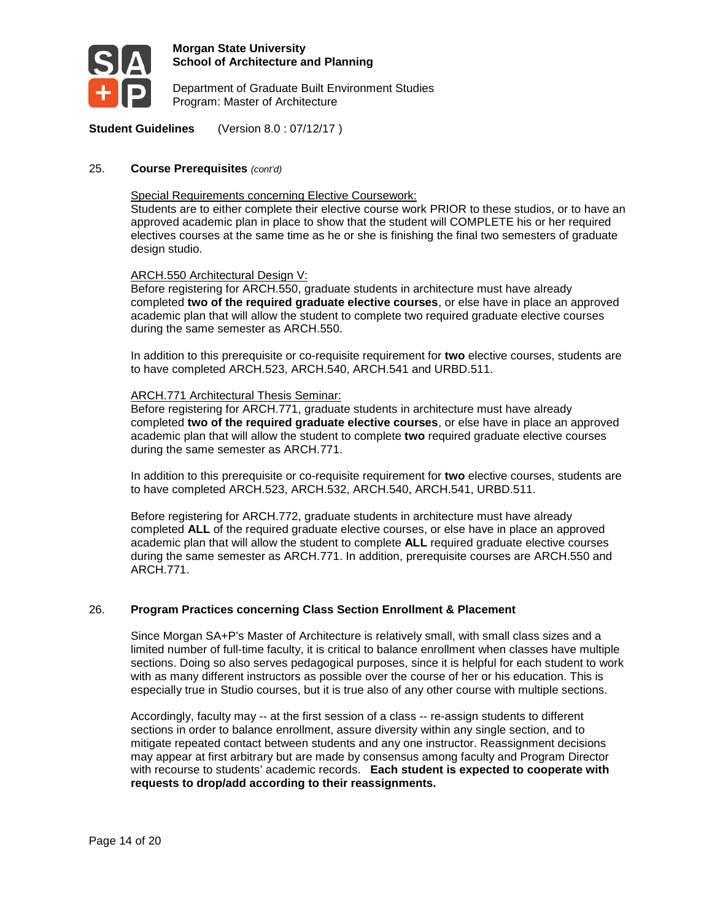## 25. Course Prerequisites *(cont'd)*

<u>Special Requirements concerning Elective Coursework:</u>
Students are to either complete their elective course work PRIOR to these studios, or to have an approved academic plan in place to show that the student will COMPLETE his or her required electives courses at the same time as he or she is finishing the final two semesters of graduate design studio.

<u>ARCH.550 Architectural Design V:</u>
Before registering for ARCH.550, graduate students in architecture must have already completed **two of the required graduate elective courses**, or else have in place an approved academic plan that will allow the student to complete two required graduate elective courses during the same semester as ARCH.550.

In addition to this prerequisite or co-requisite requirement for **two** elective courses, students are to have completed ARCH.523, ARCH.540, ARCH.541 and URBD.511.

<u>ARCH.771 Architectural Thesis Seminar:</u>
Before registering for ARCH.771, graduate students in architecture must have already completed **two of the required graduate elective courses**, or else have in place an approved academic plan that will allow the student to complete **two** required graduate elective courses during the same semester as ARCH.771.

In addition to this prerequisite or co-requisite requirement for **two** elective courses, students are to have completed ARCH.523, ARCH.532, ARCH.540, ARCH.541, URBD.511.

Before registering for ARCH.772, graduate students in architecture must have already completed **ALL** of the required graduate elective courses, or else have in place an approved academic plan that will allow the student to complete **ALL** required graduate elective courses during the same semester as ARCH.771. In addition, prerequisite courses are ARCH.550 and ARCH.771.

## 26. Program Practices concerning Class Section Enrollment & Placement

Since Morgan SA+P's Master of Architecture is relatively small, with small class sizes and a limited number of full-time faculty, it is critical to balance enrollment when classes have multiple sections. Doing so also serves pedagogical purposes, since it is helpful for each student to work with as many different instructors as possible over the course of her or his education. This is especially true in Studio courses, but it is true also of any other course with multiple sections.

Accordingly, faculty may -- at the first session of a class -- re-assign students to different sections in order to balance enrollment, assure diversity within any single section, and to mitigate repeated contact between students and any one instructor. Reassignment decisions may appear at first arbitrary but are made by consensus among faculty and Program Director with recourse to students' academic records. **Each student is expected to cooperate with requests to drop/add according to their reassignments.**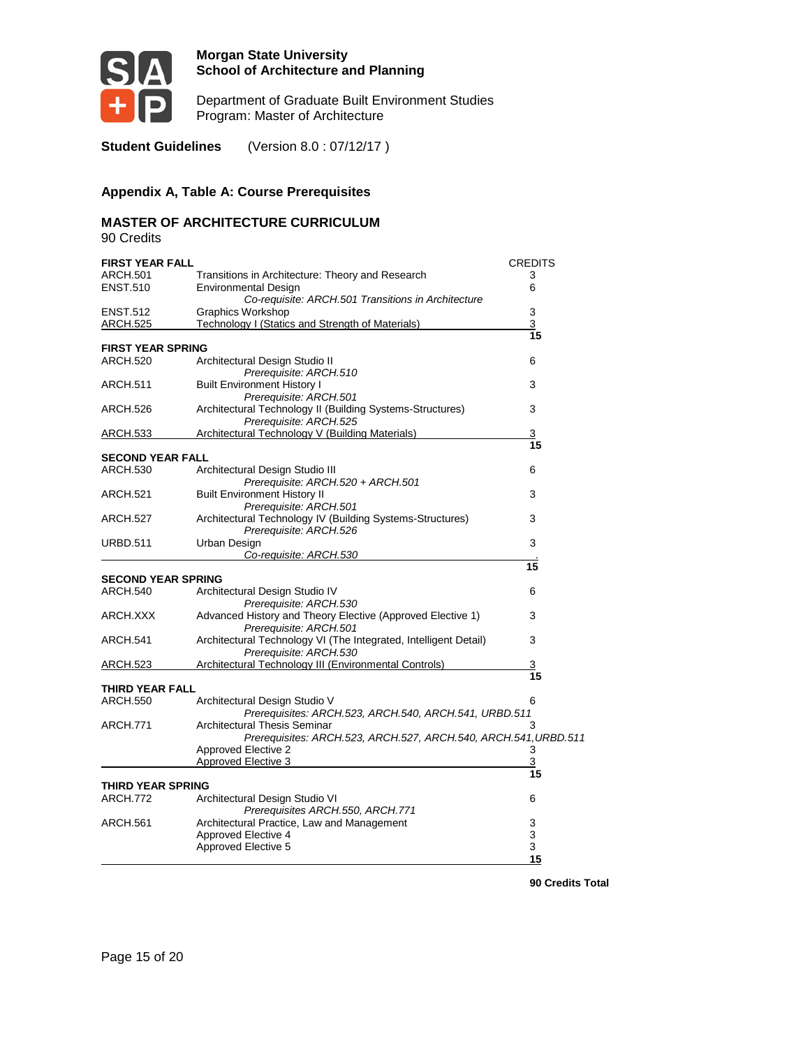**Morgan State University**
**School of Architecture and Planning**

Department of Graduate Built Environment Studies
Program: Master of Architecture

**Student Guidelines** (Version 8.0 : 07/12/17 )

## Appendix A, Table A: Course Prerequisites

### MASTER OF ARCHITECTURE CURRICULUM

90 Credits

| Course | Title | CREDITS |
|---|---|---|
| **FIRST YEAR FALL** | | |
| ARCH.501 | Transitions in Architecture: Theory and Research | 3 |
| ENST.510 | Environmental Design<br>*Co-requisite: ARCH.501 Transitions in Architecture* | 6 |
| ENST.512 | Graphics Workshop | 3 |
| ARCH.525 | Technology I (Statics and Strength of Materials) | 3 |
| | | **15** |
| **FIRST YEAR SPRING** | | |
| ARCH.520 | Architectural Design Studio II<br>*Prerequisite: ARCH.510* | 6 |
| ARCH.511 | Built Environment History I<br>*Prerequisite: ARCH.501* | 3 |
| ARCH.526 | Architectural Technology II (Building Systems-Structures)<br>*Prerequisite: ARCH.525* | 3 |
| ARCH.533 | Architectural Technology V (Building Materials) | 3 |
| | | **15** |
| **SECOND YEAR FALL** | | |
| ARCH.530 | Architectural Design Studio III<br>*Prerequisite: ARCH.520 + ARCH.501* | 6 |
| ARCH.521 | Built Environment History II<br>*Prerequisite: ARCH.501* | 3 |
| ARCH.527 | Architectural Technology IV (Building Systems-Structures)<br>*Prerequisite: ARCH.526* | 3 |
| URBD.511 | Urban Design<br>*Co-requisite: ARCH.530* | 3 |
| | | **15** |
| **SECOND YEAR SPRING** | | |
| ARCH.540 | Architectural Design Studio IV<br>*Prerequisite: ARCH.530* | 6 |
| ARCH.XXX | Advanced History and Theory Elective (Approved Elective 1)<br>*Prerequisite: ARCH.501* | 3 |
| ARCH.541 | Architectural Technology VI (The Integrated, Intelligent Detail)<br>*Prerequisite: ARCH.530* | 3 |
| ARCH.523 | Architectural Technology III (Environmental Controls) | 3 |
| | | **15** |
| **THIRD YEAR FALL** | | |
| ARCH.550 | Architectural Design Studio V<br>*Prerequisites: ARCH.523, ARCH.540, ARCH.541, URBD.511* | 6 |
| ARCH.771 | Architectural Thesis Seminar<br>*Prerequisites: ARCH.523, ARCH.527, ARCH.540, ARCH.541,URBD.511* | 3 |
| | Approved Elective 2 | 3 |
| | Approved Elective 3 | 3 |
| | | **15** |
| **THIRD YEAR SPRING** | | |
| ARCH.772 | Architectural Design Studio VI<br>*Prerequisites ARCH.550, ARCH.771* | 6 |
| ARCH.561 | Architectural Practice, Law and Management | 3 |
| | Approved Elective 4 | 3 |
| | Approved Elective 5 | 3 |
| | | **15** |

**90 Credits Total**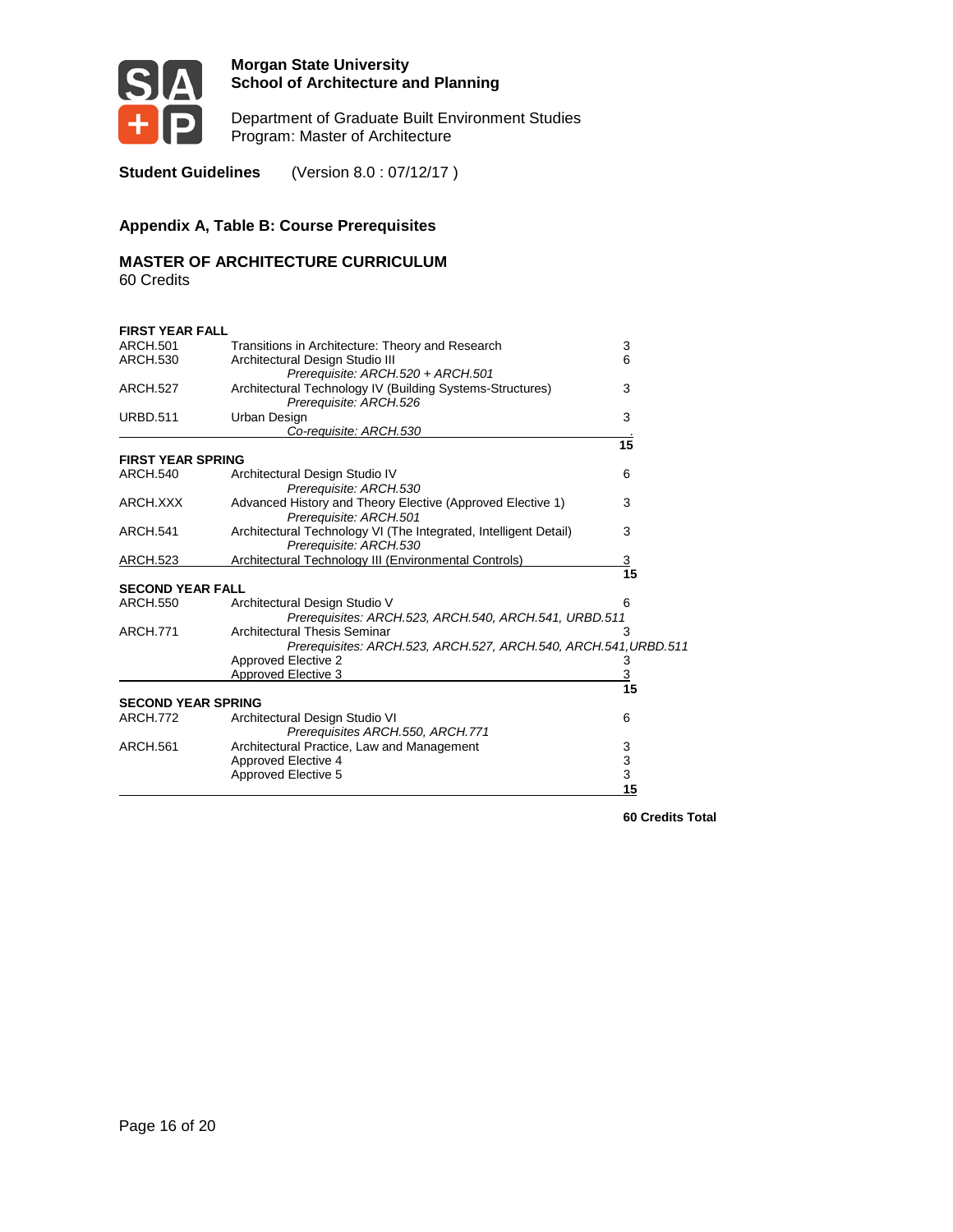**Morgan State University**
**School of Architecture and Planning**

Department of Graduate Built Environment Studies
Program: Master of Architecture

**Student Guidelines** (Version 8.0 : 07/12/17 )

### Appendix A, Table B: Course Prerequisites

### MASTER OF ARCHITECTURE CURRICULUM

60 Credits

| Course | Title | Credits |
|---|---|---|
| **FIRST YEAR FALL** | | |
| ARCH.501 | Transitions in Architecture: Theory and Research | 3 |
| ARCH.530 | Architectural Design Studio III<br>*Prerequisite: ARCH.520 + ARCH.501* | 6 |
| ARCH.527 | Architectural Technology IV (Building Systems-Structures)<br>*Prerequisite: ARCH.526* | 3 |
| URBD.511 | Urban Design<br>*Co-requisite: ARCH.530* | 3 |
| | | **15** |
| **FIRST YEAR SPRING** | | |
| ARCH.540 | Architectural Design Studio IV<br>*Prerequisite: ARCH.530* | 6 |
| ARCH.XXX | Advanced History and Theory Elective (Approved Elective 1)<br>*Prerequisite: ARCH.501* | 3 |
| ARCH.541 | Architectural Technology VI (The Integrated, Intelligent Detail)<br>*Prerequisite: ARCH.530* | 3 |
| ARCH.523 | Architectural Technology III (Environmental Controls) | 3 |
| | | **15** |
| **SECOND YEAR FALL** | | |
| ARCH.550 | Architectural Design Studio V<br>*Prerequisites: ARCH.523, ARCH.540, ARCH.541, URBD.511* | 6 |
| ARCH.771 | Architectural Thesis Seminar<br>*Prerequisites: ARCH.523, ARCH.527, ARCH.540, ARCH.541,URBD.511* | 3 |
| | Approved Elective 2 | 3 |
| | Approved Elective 3 | 3 |
| | | **15** |
| **SECOND YEAR SPRING** | | |
| ARCH.772 | Architectural Design Studio VI<br>*Prerequisites ARCH.550, ARCH.771* | 6 |
| ARCH.561 | Architectural Practice, Law and Management | 3 |
| | Approved Elective 4 | 3 |
| | Approved Elective 5 | 3 |
| | | **15** |

**60 Credits Total**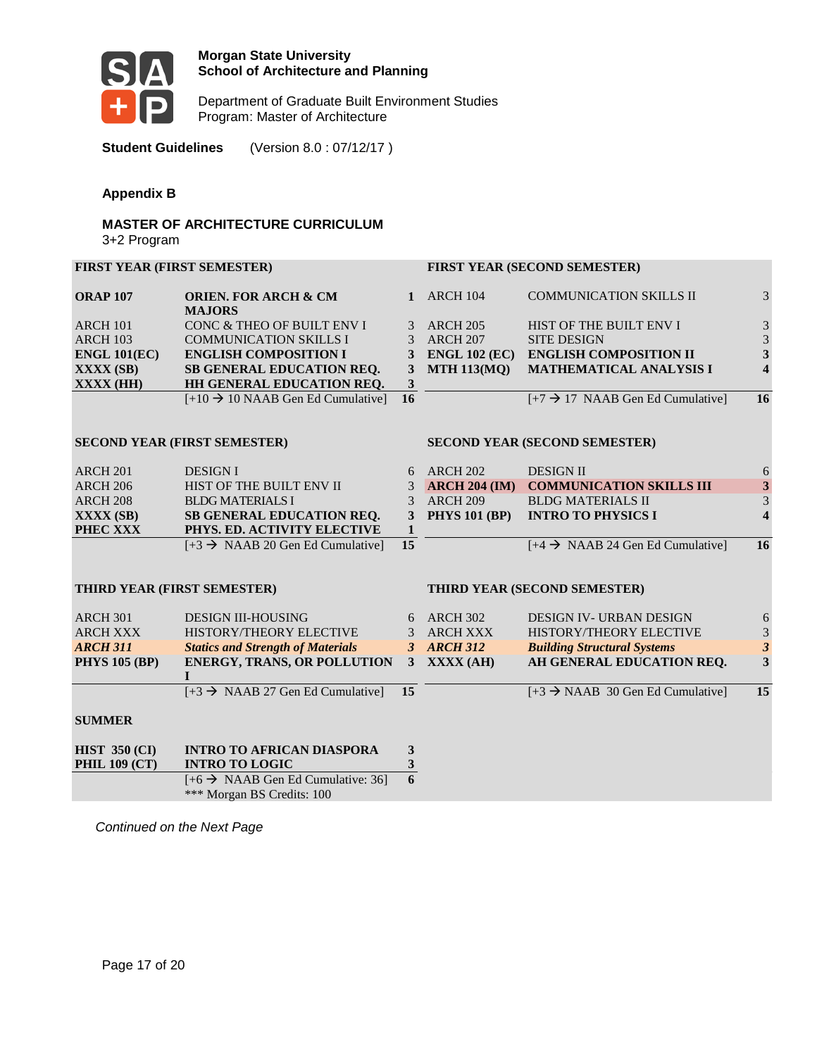**Morgan State University**
**School of Architecture and Planning**

Department of Graduate Built Environment Studies
Program: Master of Architecture

**Student Guidelines** (Version 8.0 : 07/12/17 )

### Appendix B

### MASTER OF ARCHITECTURE CURRICULUM

3+2 Program

| FIRST YEAR (FIRST SEMESTER) | | | FIRST YEAR (SECOND SEMESTER) | | |
|---|---|---|---|---|---|
| **ORAP 107** | **ORIEN. FOR ARCH & CM MAJORS** | **1** | ARCH 104 | COMMUNICATION SKILLS II | 3 |
| ARCH 101 | CONC & THEO OF BUILT ENV I | 3 | ARCH 205 | HIST OF THE BUILT ENV I | 3 |
| ARCH 103 | COMMUNICATION SKILLS I | 3 | ARCH 207 | SITE DESIGN | 3 |
| **ENGL 101(EC)** | **ENGLISH COMPOSITION I** | **3** | **ENGL 102 (EC)** | **ENGLISH COMPOSITION II** | **3** |
| **XXXX (SB)** | **SB GENERAL EDUCATION REQ.** | **3** | **MTH 113(MQ)** | **MATHEMATICAL ANALYSIS I** | **4** |
| **XXXX (HH)** | **HH GENERAL EDUCATION REQ.** | **3** | | | |
| | [+10 → 10 NAAB Gen Ed Cumulative] | **16** | | [+7 → 17 NAAB Gen Ed Cumulative] | **16** |

| SECOND YEAR (FIRST SEMESTER) | | | SECOND YEAR (SECOND SEMESTER) | | |
|---|---|---|---|---|---|
| ARCH 201 | DESIGN I | 6 | ARCH 202 | DESIGN II | 6 |
| ARCH 206 | HIST OF THE BUILT ENV II | 3 | **ARCH 204 (IM)** | **COMMUNICATION SKILLS III** | **3** |
| ARCH 208 | BLDG MATERIALS I | 3 | ARCH 209 | BLDG MATERIALS II | 3 |
| **XXXX (SB)** | **SB GENERAL EDUCATION REQ.** | **3** | **PHYS 101 (BP)** | **INTRO TO PHYSICS I** | **4** |
| **PHEC XXX** | **PHYS. ED. ACTIVITY ELECTIVE** | **1** | | | |
| | [+3 → NAAB 20 Gen Ed Cumulative] | **15** | | [+4 → NAAB 24 Gen Ed Cumulative] | **16** |

| THIRD YEAR (FIRST SEMESTER) | | | THIRD YEAR (SECOND SEMESTER) | | |
|---|---|---|---|---|---|
| ARCH 301 | DESIGN III-HOUSING | 6 | ARCH 302 | DESIGN IV- URBAN DESIGN | 6 |
| ARCH XXX | HISTORY/THEORY ELECTIVE | 3 | ARCH XXX | HISTORY/THEORY ELECTIVE | 3 |
| ***ARCH 311*** | ***Statics and Strength of Materials*** | ***3*** | ***ARCH 312*** | ***Building Structural Systems*** | ***3*** |
| **PHYS 105 (BP)** | **ENERGY, TRANS, OR POLLUTION I** | **3** | **XXXX (AH)** | **AH GENERAL EDUCATION REQ.** | **3** |
| | [+3 → NAAB 27 Gen Ed Cumulative] | **15** | | [+3 → NAAB 30 Gen Ed Cumulative] | **15** |

| SUMMER | | |
|---|---|---|
| **HIST 350 (CI)** | **INTRO TO AFRICAN DIASPORA** | **3** |
| **PHIL 109 (CT)** | **INTRO TO LOGIC** | **3** |
| | [+6 → NAAB Gen Ed Cumulative: 36] *** Morgan BS Credits: 100 | **6** |

*Continued on the Next Page*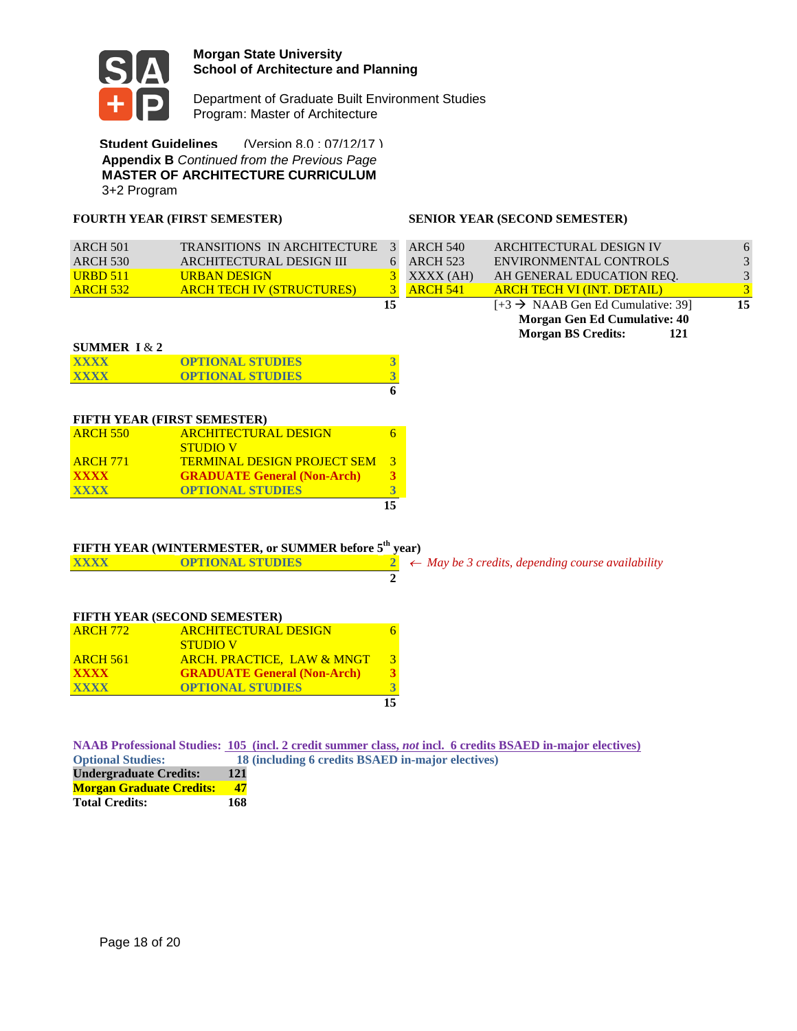**Morgan State University**
**School of Architecture and Planning**

Department of Graduate Built Environment Studies
Program: Master of Architecture

**Student Guidelines** (Version 8.0 : 07/12/17 )

**Appendix B** *Continued from the Previous Page*

**MASTER OF ARCHITECTURE CURRICULUM**

3+2 Program

**FOURTH YEAR (FIRST SEMESTER)**

| | | |
|---|---|---|
| ARCH 501 | TRANSITIONS IN ARCHITECTURE | 3 |
| ARCH 530 | ARCHITECTURAL DESIGN III | 6 |
| URBD 511 | URBAN DESIGN | 3 |
| ARCH 532 | ARCH TECH IV (STRUCTURES) | 3 |
| | | 15 |

**SENIOR YEAR (SECOND SEMESTER)**

| | | |
|---|---|---|
| ARCH 540 | ARCHITECTURAL DESIGN IV | 6 |
| ARCH 523 | ENVIRONMENTAL CONTROLS | 3 |
| XXXX (AH) | AH GENERAL EDUCATION REQ. | 3 |
| ARCH 541 | ARCH TECH VI (INT. DETAIL) | 3 |
| | [+3 → NAAB Gen Ed Cumulative: 39] | 15 |
| | **Morgan Gen Ed Cumulative: 40** | |
| | **Morgan BS Credits: 121** | |

**SUMMER I & 2**

| | | |
|---|---|---|
| **XXXX** | **OPTIONAL STUDIES** | **3** |
| **XXXX** | **OPTIONAL STUDIES** | **3** |
| | | **6** |

**FIFTH YEAR (FIRST SEMESTER)**

| | | |
|---|---|---|
| ARCH 550 | ARCHITECTURAL DESIGN STUDIO V | 6 |
| ARCH 771 | TERMINAL DESIGN PROJECT SEM | 3 |
| **XXXX** | **GRADUATE General (Non-Arch)** | **3** |
| **XXXX** | **OPTIONAL STUDIES** | **3** |
| | | **15** |

**FIFTH YEAR (WINTERMESTER, or SUMMER before 5th year)**

| | | | |
|---|---|---|---|
| **XXXX** | **OPTIONAL STUDIES** | 2 | *← May be 3 credits, depending course availability* |
| | | **2** | |

**FIFTH YEAR (SECOND SEMESTER)**

| | | |
|---|---|---|
| ARCH 772 | ARCHITECTURAL DESIGN STUDIO V | 6 |
| ARCH 561 | ARCH. PRACTICE, LAW & MNGT | 3 |
| **XXXX** | **GRADUATE General (Non-Arch)** | **3** |
| **XXXX** | **OPTIONAL STUDIES** | **3** |
| | | **15** |

**NAAB Professional Studies:** **105 (incl. 2 credit summer class, *not* incl. 6 credits BSAED in-major electives)**

**Optional Studies:** **18 (including 6 credits BSAED in-major electives)**

| | |
|---|---|
| **Undergraduate Credits:** | **121** |
| **Morgan Graduate Credits:** | **47** |
| **Total Credits:** | **168** |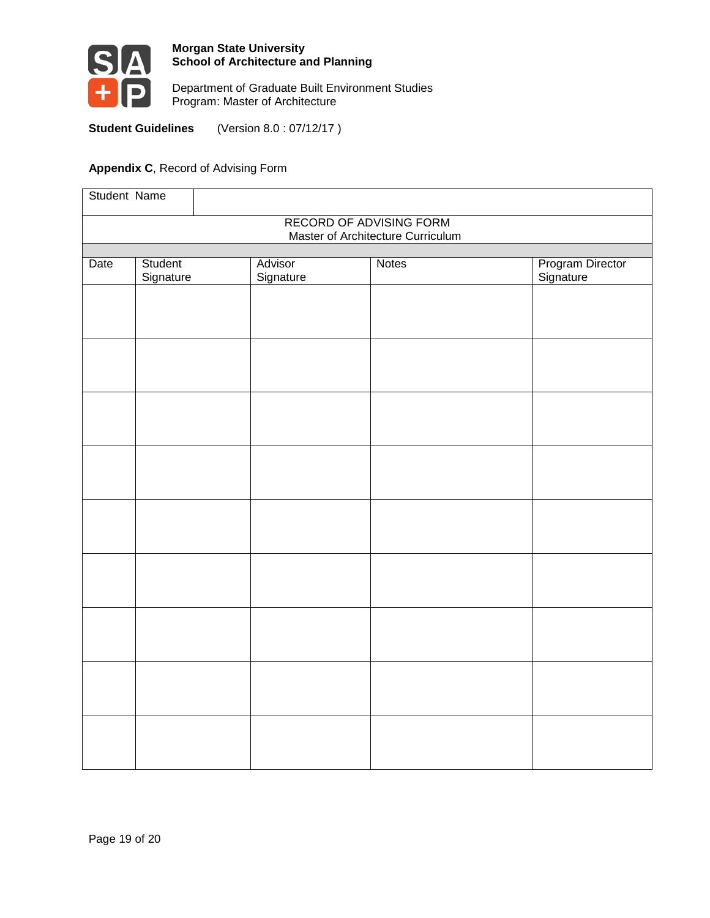**Morgan State University**
**School of Architecture and Planning**

Department of Graduate Built Environment Studies
Program: Master of Architecture

**Student Guidelines** (Version 8.0 : 07/12/17 )

**Appendix C**, Record of Advising Form

| Student Name | | | | |
|---|---|---|---|---|
| RECORD OF ADVISING FORM<br>Master of Architecture Curriculum | | | | |
| | | | | |
| Date | Student Signature | Advisor Signature | Notes | Program Director Signature |
| | | | | |
| | | | | |
| | | | | |
| | | | | |
| | | | | |
| | | | | |
| | | | | |
| | | | | |
| | | | | |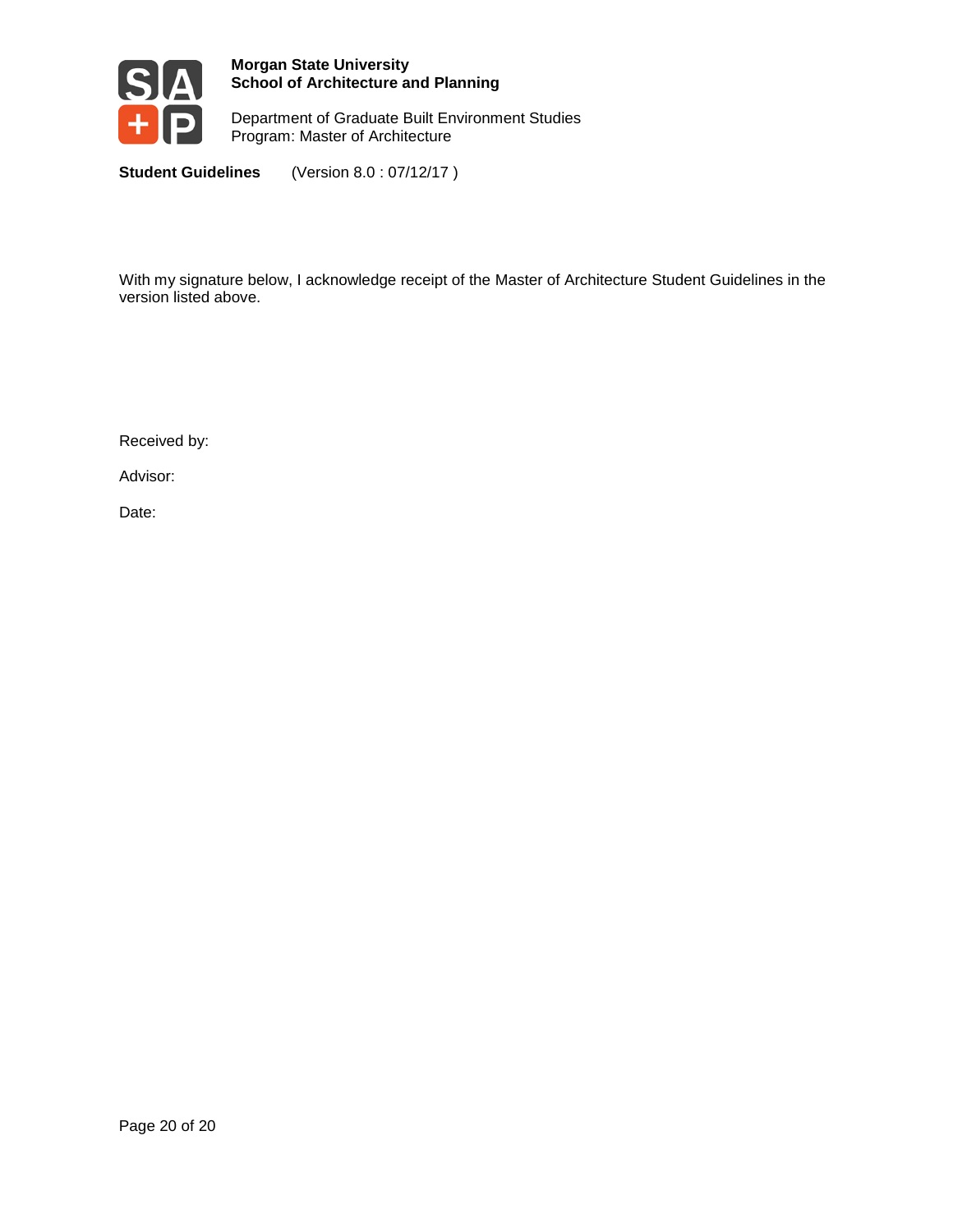**Morgan State University**
**School of Architecture and Planning**

Department of Graduate Built Environment Studies
Program: Master of Architecture

**Student Guidelines** (Version 8.0 : 07/12/17 )

With my signature below, I acknowledge receipt of the Master of Architecture Student Guidelines in the version listed above.

Received by:

Advisor:

Date: